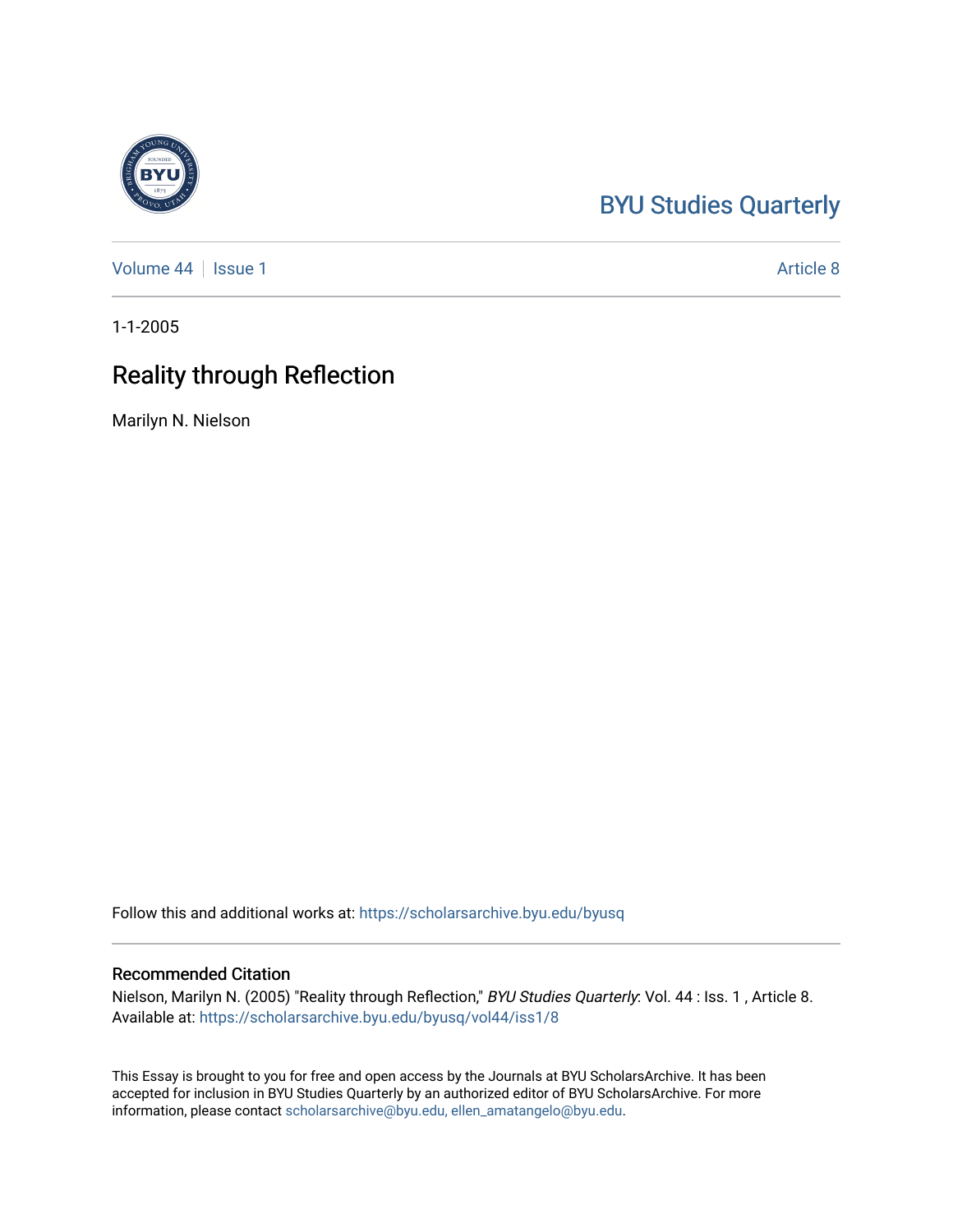# BYU Studies Quarterly

Volume 44 | Issue 1 | Article 8

1-1-2005

## Reality through Reflection

Marilyn N. Nielson

Follow this and additional works at: https://scholarsarchive.byu.edu/byusq

### Recommended Citation

Nielson, Marilyn N. (2005) "Reality through Reflection," *BYU Studies Quarterly*: Vol. 44 : Iss. 1 , Article 8.
Available at: https://scholarsarchive.byu.edu/byusq/vol44/iss1/8

This Essay is brought to you for free and open access by the Journals at BYU ScholarsArchive. It has been accepted for inclusion in BYU Studies Quarterly by an authorized editor of BYU ScholarsArchive. For more information, please contact scholarsarchive@byu.edu, ellen_amatangelo@byu.edu.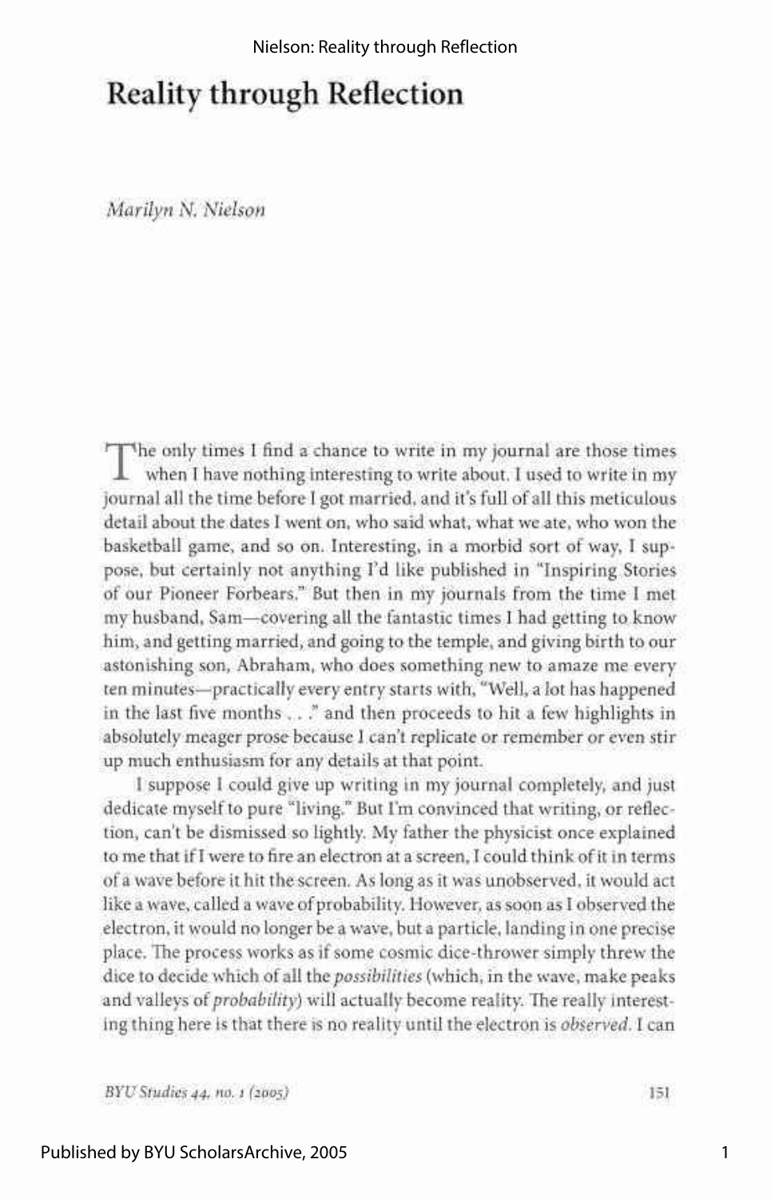# Reality through Reflection

*Marilyn N. Nielson*

The only times I find a chance to write in my journal are those times when I have nothing interesting to write about. I used to write in my journal all the time before I got married, and it's full of all this meticulous detail about the dates I went on, who said what, what we ate, who won the basketball game, and so on. Interesting, in a morbid sort of way, I suppose, but certainly not anything I'd like published in "Inspiring Stories of our Pioneer Forbears." But then in my journals from the time I met my husband, Sam—covering all the fantastic times I had getting to know him, and getting married, and going to the temple, and giving birth to our astonishing son, Abraham, who does something new to amaze me every ten minutes—practically every entry starts with, "Well, a lot has happened in the last five months . . ." and then proceeds to hit a few highlights in absolutely meager prose because I can't replicate or remember or even stir up much enthusiasm for any details at that point.

I suppose I could give up writing in my journal completely, and just dedicate myself to pure "living." But I'm convinced that writing, or reflection, can't be dismissed so lightly. My father the physicist once explained to me that if I were to fire an electron at a screen, I could think of it in terms of a wave before it hit the screen. As long as it was unobserved, it would act like a wave, called a wave of probability. However, as soon as I observed the electron, it would no longer be a wave, but a particle, landing in one precise place. The process works as if some cosmic dice-thrower simply threw the dice to decide which of all the *possibilities* (which, in the wave, make peaks and valleys of *probability*) will actually become reality. The really interesting thing here is that there is no reality until the electron is *observed*. I can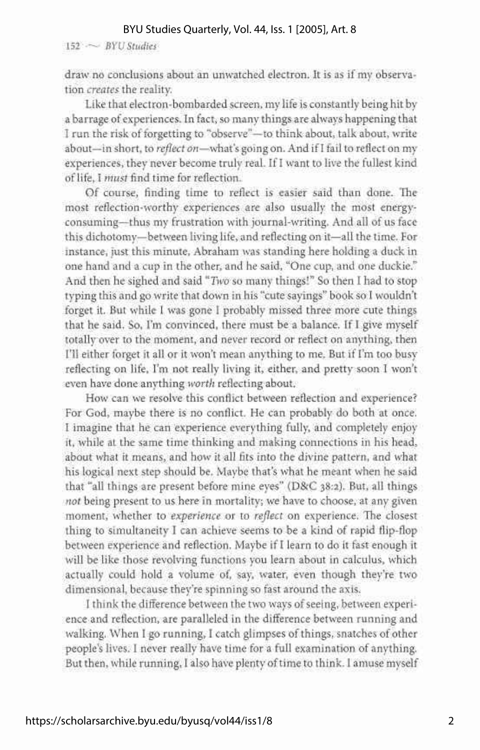draw no conclusions about an unwatched electron. It is as if my observation *creates* the reality.

Like that electron-bombarded screen, my life is constantly being hit by a barrage of experiences. In fact, so many things are always happening that I run the risk of forgetting to "observe"—to think about, talk about, write about—in short, to *reflect on*—what's going on. And if I fail to reflect on my experiences, they never become truly real. If I want to live the fullest kind of life, I *must* find time for reflection.

Of course, finding time to reflect is easier said than done. The most reflection-worthy experiences are also usually the most energy-consuming—thus my frustration with journal-writing. And all of us face this dichotomy—between living life, and reflecting on it—all the time. For instance, just this minute, Abraham was standing here holding a duck in one hand and a cup in the other, and he said, "One cup, and one duckie." And then he sighed and said "*Two* so many things!" So then I had to stop typing this and go write that down in his "cute sayings" book so I wouldn't forget it. But while I was gone I probably missed three more cute things that he said. So, I'm convinced, there must be a balance. If I give myself totally over to the moment, and never record or reflect on anything, then I'll either forget it all or it won't mean anything to me. But if I'm too busy reflecting on life, I'm not really living it, either, and pretty soon I won't even have done anything *worth* reflecting about.

How can we resolve this conflict between reflection and experience? For God, maybe there is no conflict. He can probably do both at once. I imagine that he can experience everything fully, and completely enjoy it, while at the same time thinking and making connections in his head, about what it means, and how it all fits into the divine pattern, and what his logical next step should be. Maybe that's what he meant when he said that "all things are present before mine eyes" (D&C 38:2). But, all things *not* being present to us here in mortality; we have to choose, at any given moment, whether to *experience* or to *reflect* on experience. The closest thing to simultaneity I can achieve seems to be a kind of rapid flip-flop between experience and reflection. Maybe if I learn to do it fast enough it will be like those revolving functions you learn about in calculus, which actually could hold a volume of, say, water, even though they're two dimensional, because they're spinning so fast around the axis.

I think the difference between the two ways of seeing, between experience and reflection, are paralleled in the difference between running and walking. When I go running, I catch glimpses of things, snatches of other people's lives. I never really have time for a full examination of anything. But then, while running, I also have plenty of time to think. I amuse myself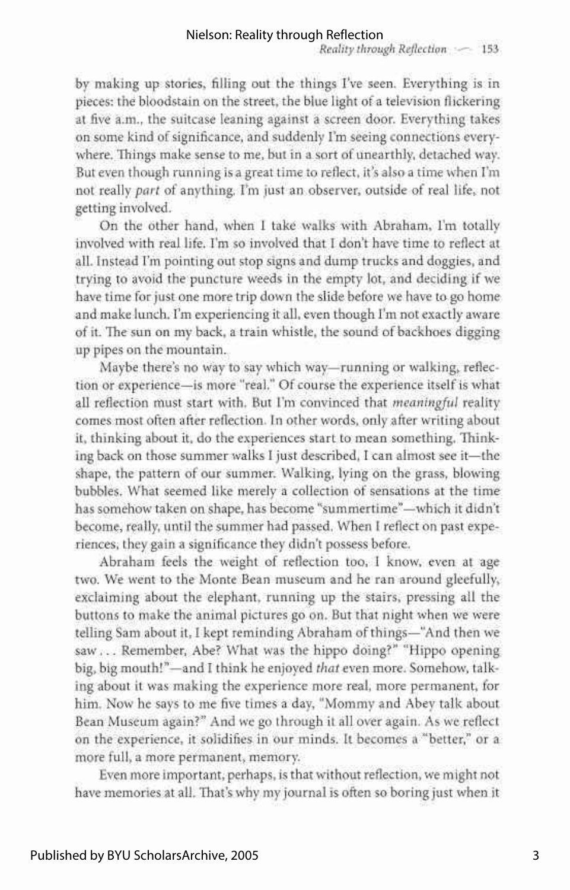by making up stories, filling out the things I've seen. Everything is in pieces: the bloodstain on the street, the blue light of a television flickering at five a.m., the suitcase leaning against a screen door. Everything takes on some kind of significance, and suddenly I'm seeing connections everywhere. Things make sense to me, but in a sort of unearthly, detached way. But even though running is a great time to reflect, it's also a time when I'm not really *part* of anything. I'm just an observer, outside of real life, not getting involved.

On the other hand, when I take walks with Abraham, I'm totally involved with real life. I'm so involved that I don't have time to reflect at all. Instead I'm pointing out stop signs and dump trucks and doggies, and trying to avoid the puncture weeds in the empty lot, and deciding if we have time for just one more trip down the slide before we have to go home and make lunch. I'm experiencing it all, even though I'm not exactly aware of it. The sun on my back, a train whistle, the sound of backhoes digging up pipes on the mountain.

Maybe there's no way to say which way—running or walking, reflection or experience—is more "real." Of course the experience itself is what all reflection must start with. But I'm convinced that *meaningful* reality comes most often after reflection. In other words, only after writing about it, thinking about it, do the experiences start to mean something. Thinking back on those summer walks I just described, I can almost see it—the shape, the pattern of our summer. Walking, lying on the grass, blowing bubbles. What seemed like merely a collection of sensations at the time has somehow taken on shape, has become "summertime"—which it didn't become, really, until the summer had passed. When I reflect on past experiences, they gain a significance they didn't possess before.

Abraham feels the weight of reflection too, I know, even at age two. We went to the Monte Bean museum and he ran around gleefully, exclaiming about the elephant, running up the stairs, pressing all the buttons to make the animal pictures go on. But that night when we were telling Sam about it, I kept reminding Abraham of things—"And then we saw . . . Remember, Abe? What was the hippo doing?" "Hippo opening big, big mouth!"—and I think he enjoyed *that* even more. Somehow, talking about it was making the experience more real, more permanent, for him. Now he says to me five times a day, "Mommy and Abey talk about Bean Museum again?" And we go through it all over again. As we reflect on the experience, it solidifies in our minds. It becomes a "better," or a more full, a more permanent, memory.

Even more important, perhaps, is that without reflection, we might not have memories at all. That's why my journal is often so boring just when it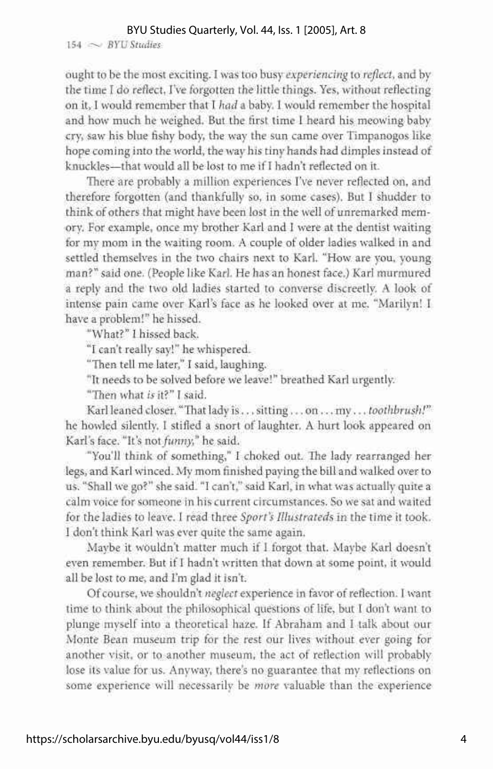ought to be the most exciting. I was too busy *experiencing* to *reflect*, and by the time I do reflect, I've forgotten the little things. Yes, without reflecting on it, I would remember that I *had* a baby. I would remember the hospital and how much he weighed. But the first time I heard his meowing baby cry, saw his blue fishy body, the way the sun came over Timpanogos like hope coming into the world, the way his tiny hands had dimples instead of knuckles—that would all be lost to me if I hadn't reflected on it.

There are probably a million experiences I've never reflected on, and therefore forgotten (and thankfully so, in some cases). But I shudder to think of others that might have been lost in the well of unremarked memory. For example, once my brother Karl and I were at the dentist waiting for my mom in the waiting room. A couple of older ladies walked in and settled themselves in the two chairs next to Karl. "How are you, young man?" said one. (People like Karl. He has an honest face.) Karl murmured a reply and the two old ladies started to converse discreetly. A look of intense pain came over Karl's face as he looked over at me. "Marilyn! I have a problem!" he hissed.

"What?" I hissed back.

"I can't really say!" he whispered.

"Then tell me later," I said, laughing.

"It needs to be solved before we leave!" breathed Karl urgently.

"Then what *is* it?" I said.

Karl leaned closer. "That lady is . . . sitting . . . on . . . my . . . *toothbrush!*" he howled silently. I stifled a snort of laughter. A hurt look appeared on Karl's face. "It's not *funny*," he said.

"You'll think of something," I choked out. The lady rearranged her legs, and Karl winced. My mom finished paying the bill and walked over to us. "Shall we go?" she said. "I can't," said Karl, in what was actually quite a calm voice for someone in his current circumstances. So we sat and waited for the ladies to leave. I read three *Sport's Illustrateds* in the time it took. I don't think Karl was ever quite the same again.

Maybe it wouldn't matter much if I forgot that. Maybe Karl doesn't even remember. But if I hadn't written that down at some point, it would all be lost to me, and I'm glad it isn't.

Of course, we shouldn't *neglect* experience in favor of reflection. I want time to think about the philosophical questions of life, but I don't want to plunge myself into a theoretical haze. If Abraham and I talk about our Monte Bean museum trip for the rest our lives without ever going for another visit, or to another museum, the act of reflection will probably lose its value for us. Anyway, there's no guarantee that my reflections on some experience will necessarily be *more* valuable than the experience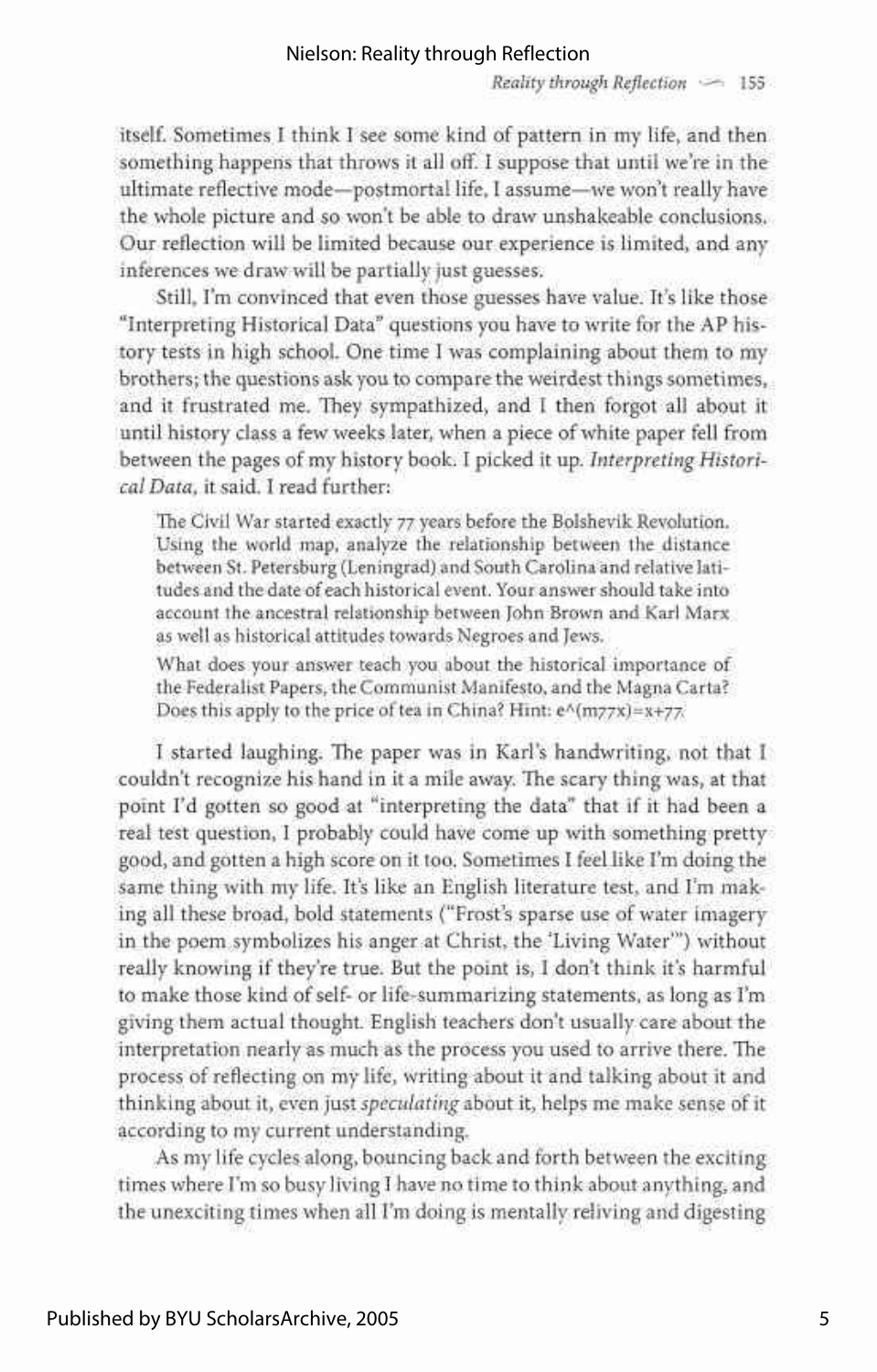itself. Sometimes I think I see some kind of pattern in my life, and then something happens that throws it all off. I suppose that until we're in the ultimate reflective mode—postmortal life, I assume—we won't really have the whole picture and so won't be able to draw unshakeable conclusions. Our reflection will be limited because our experience is limited, and any inferences we draw will be partially just guesses.

Still, I'm convinced that even those guesses have value. It's like those "Interpreting Historical Data" questions you have to write for the AP history tests in high school. One time I was complaining about them to my brothers; the questions ask you to compare the weirdest things sometimes, and it frustrated me. They sympathized, and I then forgot all about it until history class a few weeks later, when a piece of white paper fell from between the pages of my history book. I picked it up. *Interpreting Historical Data*, it said. I read further:

> The Civil War started exactly 77 years before the Bolshevik Revolution. Using the world map, analyze the relationship between the distance between St. Petersburg (Leningrad) and South Carolina and relative latitudes and the date of each historical event. Your answer should take into account the ancestral relationship between John Brown and Karl Marx as well as historical attitudes towards Negroes and Jews.
>
> What does your answer teach you about the historical importance of the Federalist Papers, the Communist Manifesto, and the Magna Carta? Does this apply to the price of tea in China? Hint: e^(m77x)=x+77.

I started laughing. The paper was in Karl's handwriting, not that I couldn't recognize his hand in it a mile away. The scary thing was, at that point I'd gotten so good at "interpreting the data" that if it had been a real test question, I probably could have come up with something pretty good, and gotten a high score on it too. Sometimes I feel like I'm doing the same thing with my life. It's like an English literature test, and I'm making all these broad, bold statements ("Frost's sparse use of water imagery in the poem symbolizes his anger at Christ, the 'Living Water'") without really knowing if they're true. But the point is, I don't think it's harmful to make those kind of self- or life-summarizing statements, as long as I'm giving them actual thought. English teachers don't usually care about the interpretation nearly as much as the process you used to arrive there. The process of reflecting on my life, writing about it and talking about it and thinking about it, even just *speculating* about it, helps me make sense of it according to my current understanding.

As my life cycles along, bouncing back and forth between the exciting times where I'm so busy living I have no time to think about anything, and the unexciting times when all I'm doing is mentally reliving and digesting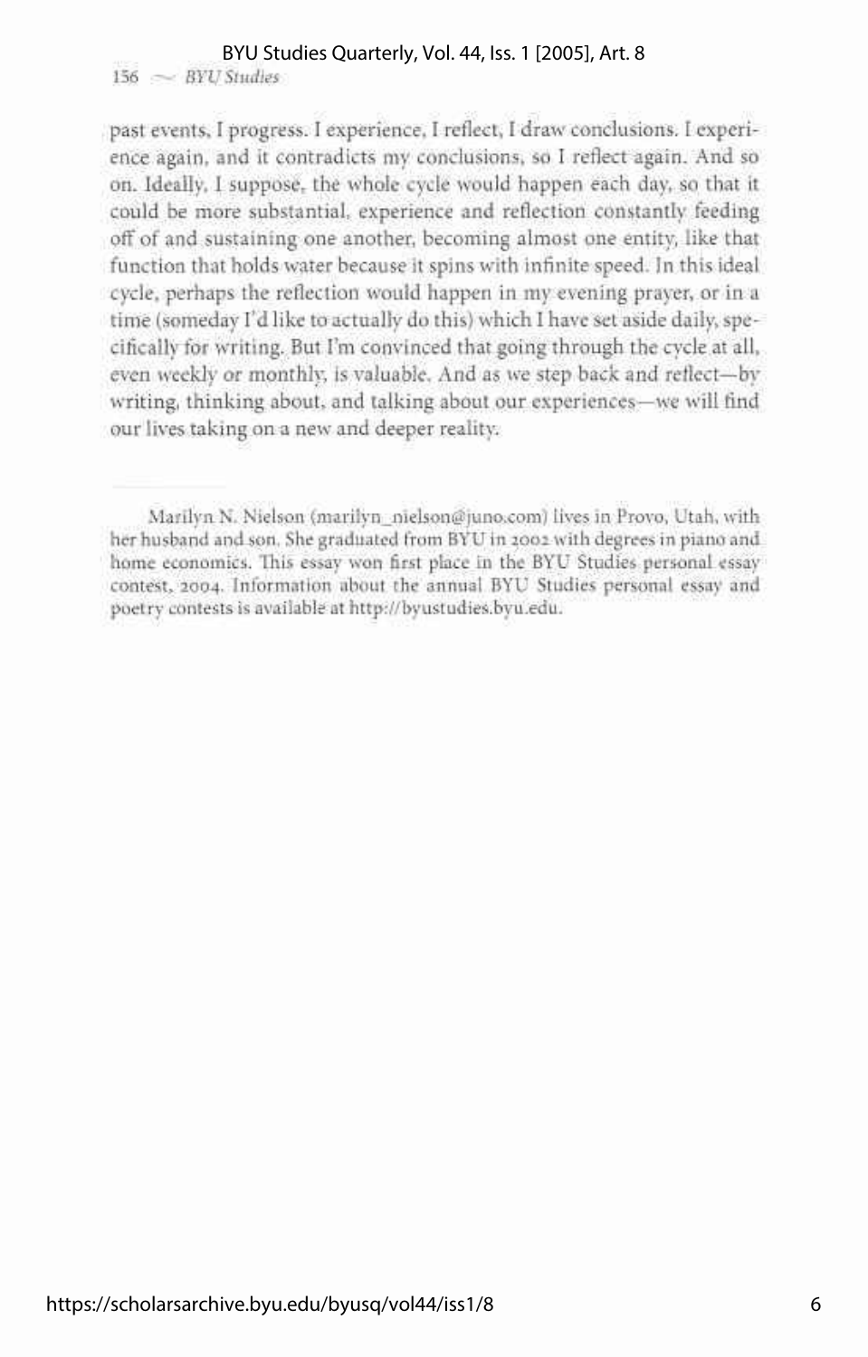past events, I progress. I experience, I reflect, I draw conclusions. I experience again, and it contradicts my conclusions, so I reflect again. And so on. Ideally, I suppose, the whole cycle would happen each day, so that it could be more substantial, experience and reflection constantly feeding off of and sustaining one another, becoming almost one entity, like that function that holds water because it spins with infinite speed. In this ideal cycle, perhaps the reflection would happen in my evening prayer, or in a time (someday I'd like to actually do this) which I have set aside daily, specifically for writing. But I'm convinced that going through the cycle at all, even weekly or monthly, is valuable. And as we step back and reflect—by writing, thinking about, and talking about our experiences—we will find our lives taking on a new and deeper reality.

---

Marilyn N. Nielson (marilyn_nielson@juno.com) lives in Provo, Utah, with her husband and son. She graduated from BYU in 2002 with degrees in piano and home economics. This essay won first place in the BYU Studies personal essay contest, 2004. Information about the annual BYU Studies personal essay and poetry contests is available at http://byustudies.byu.edu.